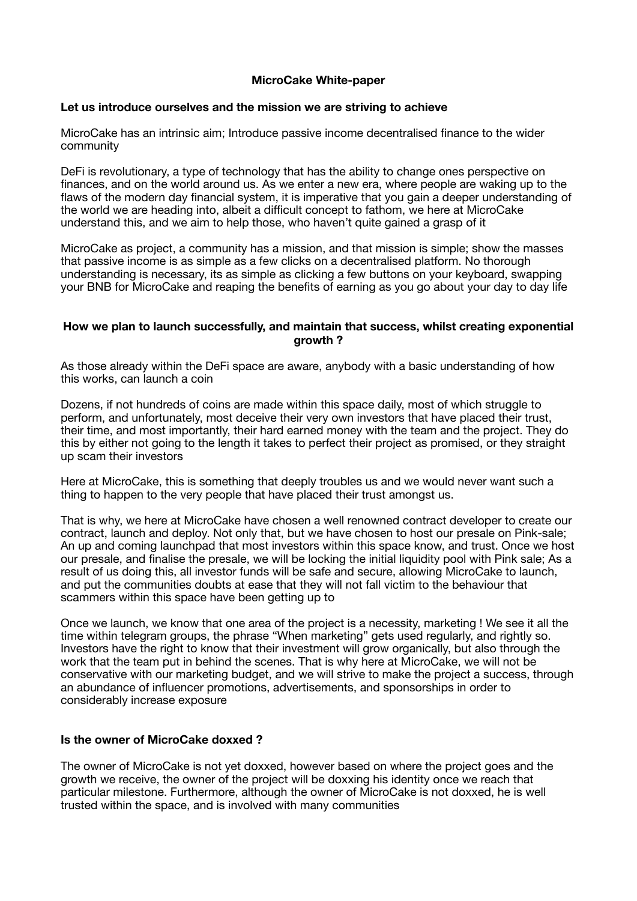# MicroCake White-paper

## Let us introduce ourselves and the mission we are striving to achieve

MicroCake has an intrinsic aim; Introduce passive income decentralised finance to the wider community

DeFi is revolutionary, a type of technology that has the ability to change ones perspective on finances, and on the world around us. As we enter a new era, where people are waking up to the flaws of the modern day financial system, it is imperative that you gain a deeper understanding of the world we are heading into, albeit a difficult concept to fathom, we here at MicroCake understand this, and we aim to help those, who haven't quite gained a grasp of it

MicroCake as project, a community has a mission, and that mission is simple; show the masses that passive income is as simple as a few clicks on a decentralised platform. No thorough understanding is necessary, its as simple as clicking a few buttons on your keyboard, swapping your BNB for MicroCake and reaping the benefits of earning as you go about your day to day life

## How we plan to launch successfully, and maintain that success, whilst creating exponential growth ?

As those already within the DeFi space are aware, anybody with a basic understanding of how this works, can launch a coin

Dozens, if not hundreds of coins are made within this space daily, most of which struggle to perform, and unfortunately, most deceive their very own investors that have placed their trust, their time, and most importantly, their hard earned money with the team and the project. They do this by either not going to the length it takes to perfect their project as promised, or they straight up scam their investors

Here at MicroCake, this is something that deeply troubles us and we would never want such a thing to happen to the very people that have placed their trust amongst us.

That is why, we here at MicroCake have chosen a well renowned contract developer to create our contract, launch and deploy. Not only that, but we have chosen to host our presale on Pink-sale; An up and coming launchpad that most investors within this space know, and trust. Once we host our presale, and finalise the presale, we will be locking the initial liquidity pool with Pink sale; As a result of us doing this, all investor funds will be safe and secure, allowing MicroCake to launch, and put the communities doubts at ease that they will not fall victim to the behaviour that scammers within this space have been getting up to

Once we launch, we know that one area of the project is a necessity, marketing ! We see it all the time within telegram groups, the phrase "When marketing" gets used regularly, and rightly so. Investors have the right to know that their investment will grow organically, but also through the work that the team put in behind the scenes. That is why here at MicroCake, we will not be conservative with our marketing budget, and we will strive to make the project a success, through an abundance of influencer promotions, advertisements, and sponsorships in order to considerably increase exposure

## Is the owner of MicroCake doxxed ?

The owner of MicroCake is not yet doxxed, however based on where the project goes and the growth we receive, the owner of the project will be doxxing his identity once we reach that particular milestone. Furthermore, although the owner of MicroCake is not doxxed, he is well trusted within the space, and is involved with many communities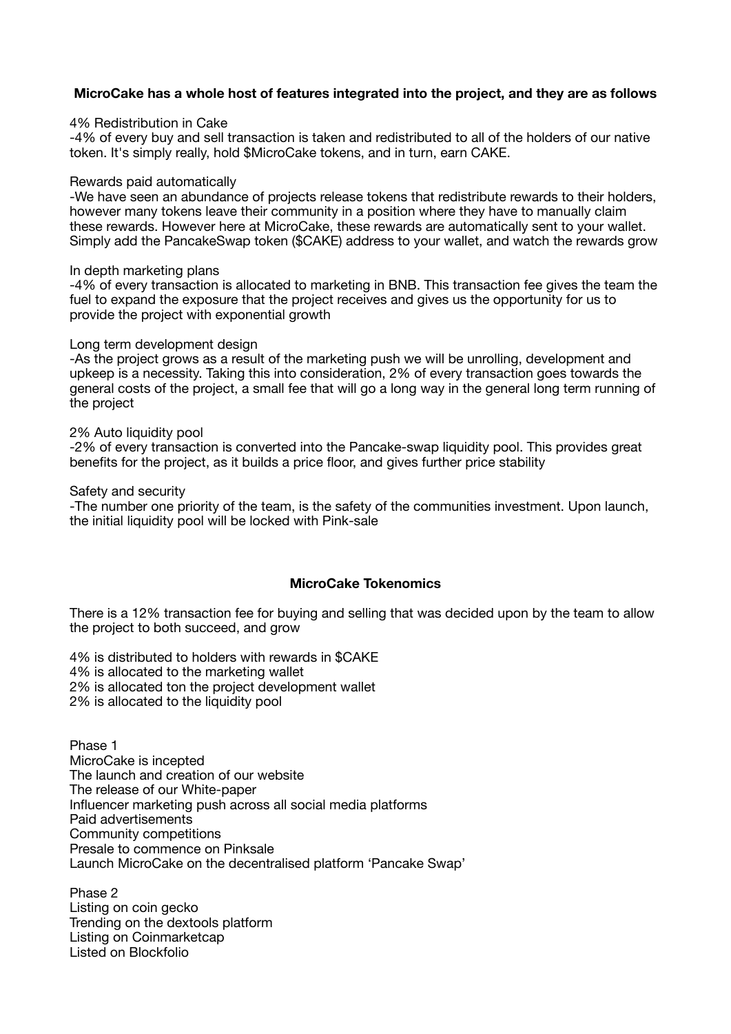**MicroCake has a whole host of features integrated into the project, and they are as follows**

4% Redistribution in Cake
-4% of every buy and sell transaction is taken and redistributed to all of the holders of our native token. It's simply really, hold $MicroCake tokens, and in turn, earn CAKE.

Rewards paid automatically
-We have seen an abundance of projects release tokens that redistribute rewards to their holders, however many tokens leave their community in a position where they have to manually claim these rewards. However here at MicroCake, these rewards are automatically sent to your wallet. Simply add the PancakeSwap token ($CAKE) address to your wallet, and watch the rewards grow

In depth marketing plans
-4% of every transaction is allocated to marketing in BNB. This transaction fee gives the team the fuel to expand the exposure that the project receives and gives us the opportunity for us to provide the project with exponential growth

Long term development design
-As the project grows as a result of the marketing push we will be unrolling, development and upkeep is a necessity. Taking this into consideration, 2% of every transaction goes towards the general costs of the project, a small fee that will go a long way in the general long term running of the project

2% Auto liquidity pool
-2% of every transaction is converted into the Pancake-swap liquidity pool. This provides great benefits for the project, as it builds a price floor, and gives further price stability

Safety and security
-The number one priority of the team, is the safety of the communities investment. Upon launch, the initial liquidity pool will be locked with Pink-sale

**MicroCake Tokenomics**

There is a 12% transaction fee for buying and selling that was decided upon by the team to allow the project to both succeed, and grow

4% is distributed to holders with rewards in $CAKE
4% is allocated to the marketing wallet
2% is allocated ton the project development wallet
2% is allocated to the liquidity pool

Phase 1
MicroCake is incepted
The launch and creation of our website
The release of our White-paper
Influencer marketing push across all social media platforms
Paid advertisements
Community competitions
Presale to commence on Pinksale
Launch MicroCake on the decentralised platform 'Pancake Swap'

Phase 2
Listing on coin gecko
Trending on the dextools platform
Listing on Coinmarketcap
Listed on Blockfolio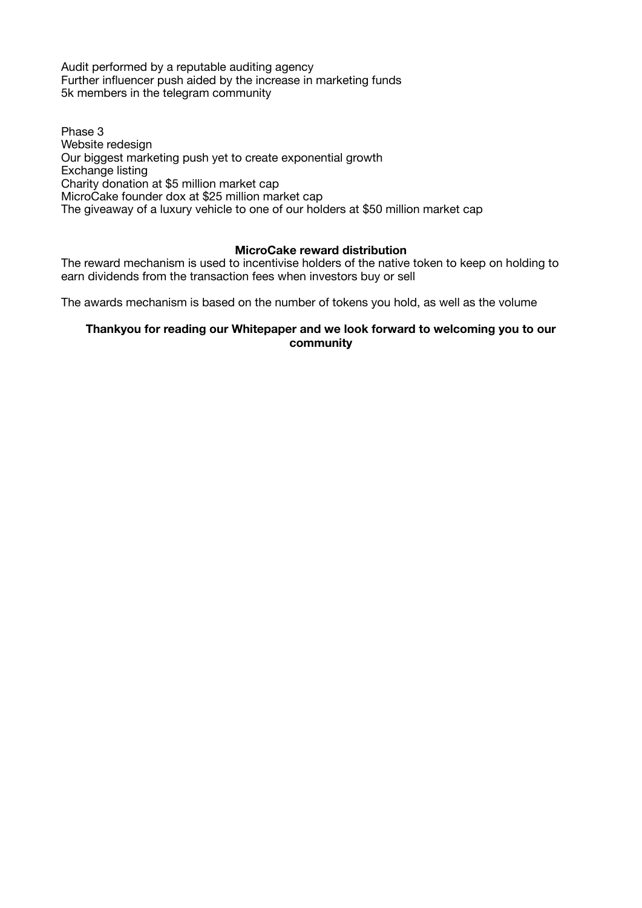Audit performed by a reputable auditing agency
Further influencer push aided by the increase in marketing funds
5k members in the telegram community

Phase 3
Website redesign
Our biggest marketing push yet to create exponential growth
Exchange listing
Charity donation at $5 million market cap
MicroCake founder dox at $25 million market cap
The giveaway of a luxury vehicle to one of our holders at $50 million market cap

**MicroCake reward distribution**

The reward mechanism is used to incentivise holders of the native token to keep on holding to earn dividends from the transaction fees when investors buy or sell

The awards mechanism is based on the number of tokens you hold, as well as the volume

**Thankyou for reading our Whitepaper and we look forward to welcoming you to our community**